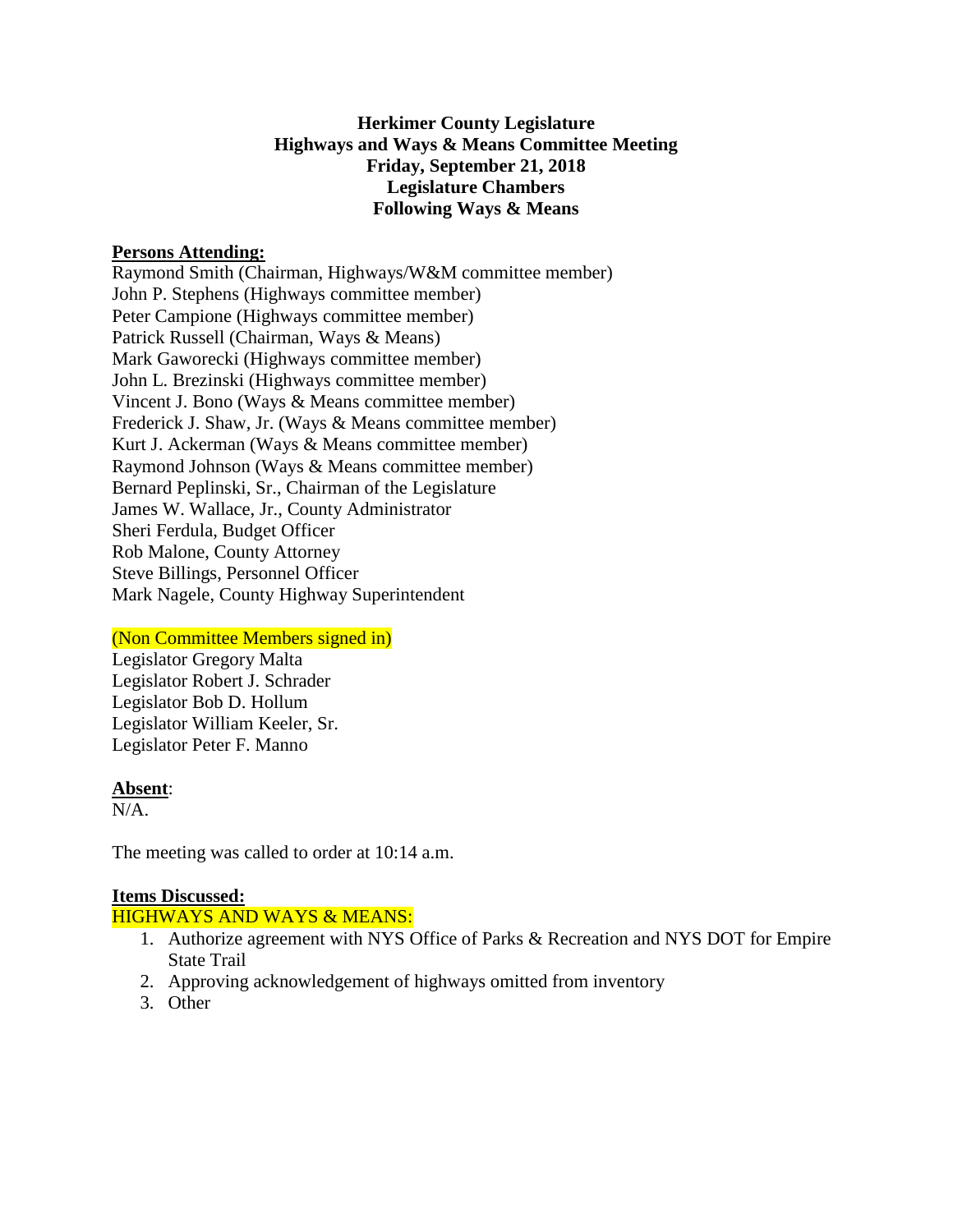**Herkimer County Legislature**
**Highways and Ways & Means Committee Meeting**
**Friday, September 21, 2018**
**Legislature Chambers**
**Following Ways & Means**

**Persons Attending:**

Raymond Smith (Chairman, Highways/W&M committee member)
John P. Stephens (Highways committee member)
Peter Campione (Highways committee member)
Patrick Russell (Chairman, Ways & Means)
Mark Gaworecki (Highways committee member)
John L. Brezinski (Highways committee member)
Vincent J. Bono (Ways & Means committee member)
Frederick J. Shaw, Jr. (Ways & Means committee member)
Kurt J. Ackerman (Ways & Means committee member)
Raymond Johnson (Ways & Means committee member)
Bernard Peplinski, Sr., Chairman of the Legislature
James W. Wallace, Jr., County Administrator
Sheri Ferdula, Budget Officer
Rob Malone, County Attorney
Steve Billings, Personnel Officer
Mark Nagele, County Highway Superintendent

(Non Committee Members signed in)

Legislator Gregory Malta
Legislator Robert J. Schrader
Legislator Bob D. Hollum
Legislator William Keeler, Sr.
Legislator Peter F. Manno

**Absent**:
N/A.

The meeting was called to order at 10:14 a.m.

**Items Discussed:**

HIGHWAYS AND WAYS & MEANS:

1. Authorize agreement with NYS Office of Parks & Recreation and NYS DOT for Empire State Trail
2. Approving acknowledgement of highways omitted from inventory
3. Other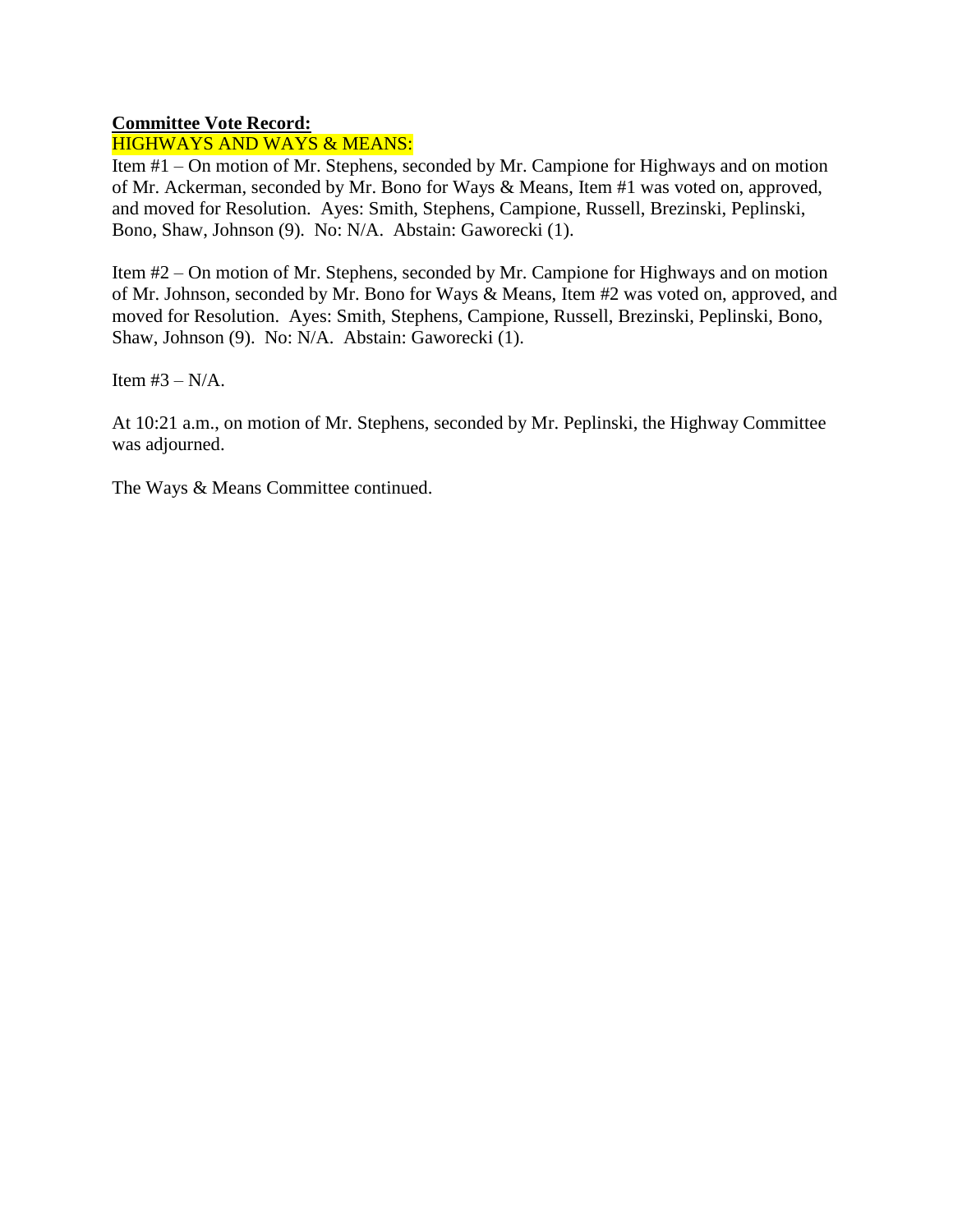**Committee Vote Record:**

HIGHWAYS AND WAYS & MEANS:

Item #1 – On motion of Mr. Stephens, seconded by Mr. Campione for Highways and on motion of Mr. Ackerman, seconded by Mr. Bono for Ways & Means, Item #1 was voted on, approved, and moved for Resolution. Ayes: Smith, Stephens, Campione, Russell, Brezinski, Peplinski, Bono, Shaw, Johnson (9). No: N/A. Abstain: Gaworecki (1).

Item #2 – On motion of Mr. Stephens, seconded by Mr. Campione for Highways and on motion of Mr. Johnson, seconded by Mr. Bono for Ways & Means, Item #2 was voted on, approved, and moved for Resolution. Ayes: Smith, Stephens, Campione, Russell, Brezinski, Peplinski, Bono, Shaw, Johnson (9). No: N/A. Abstain: Gaworecki (1).

Item #3 – N/A.

At 10:21 a.m., on motion of Mr. Stephens, seconded by Mr. Peplinski, the Highway Committee was adjourned.

The Ways & Means Committee continued.